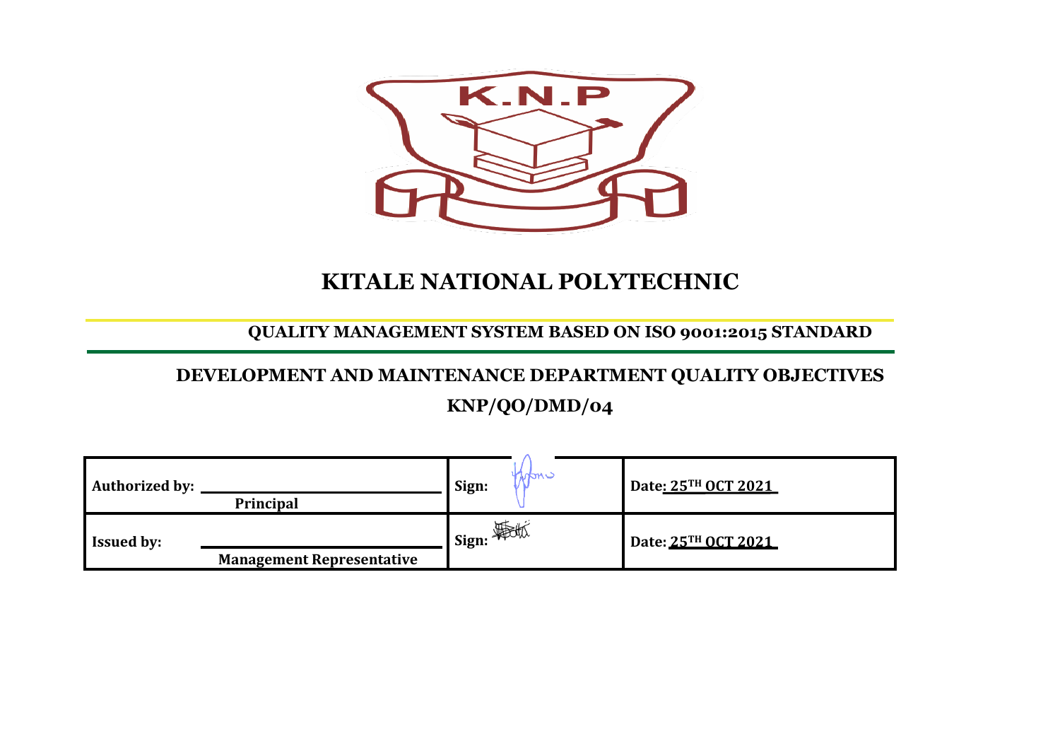# KITALE NATIONAL POLYTECHNIC

## QUALITY MANAGEMENT SYSTEM BASED ON ISO 9001:2015 STANDARD

## DEVELOPMENT AND MAINTENANCE DEPARTMENT QUALITY OBJECTIVES

## KNP/QO/DMD/04

| Authorized by: Principal | Sign: | Date: 25TH OCT 2021 |
|---|---|---|
| Issued by: Management Representative | Sign: | Date: 25TH OCT 2021 |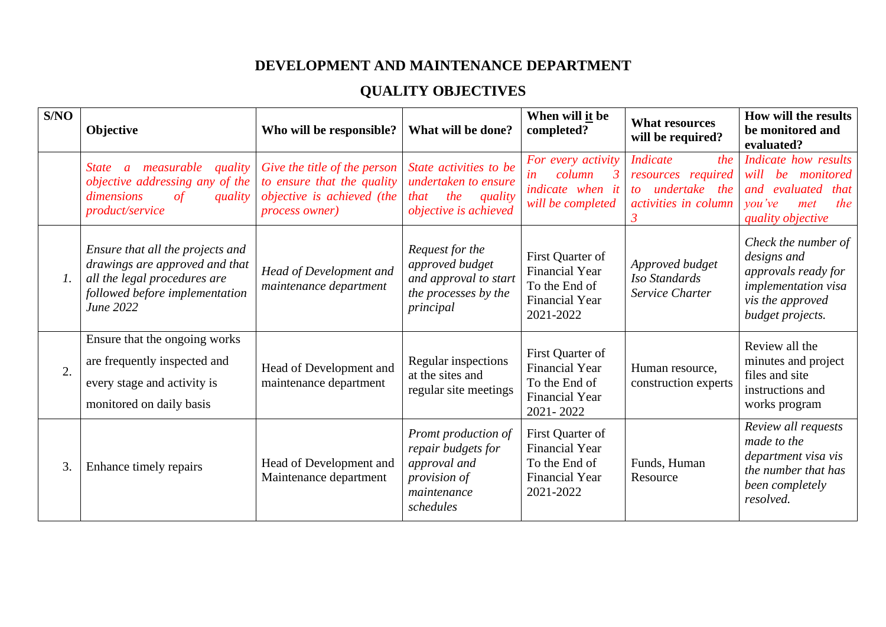# DEVELOPMENT AND MAINTENANCE DEPARTMENT

## QUALITY OBJECTIVES

| S/NO | Objective | Who will be responsible? | What will be done? | When will it be completed? | What resources will be required? | How will the results be monitored and evaluated? |
|---|---|---|---|---|---|---|
| | *State a measurable quality objective addressing any of the dimensions of quality product/service* | *Give the title of the person to ensure that the quality objective is achieved (the process owner)* | *State activities to be undertaken to ensure that the quality objective is achieved* | *For every activity in column 3 indicate when it will be completed* | *Indicate the resources required to undertake the activities in column 3* | *Indicate how results will be monitored and evaluated that you've met the quality objective* |
| *1.* | *Ensure that all the projects and drawings are approved and that all the legal procedures are followed before implementation June 2022* | *Head of Development and maintenance department* | *Request for the approved budget and approval to start the processes by the principal* | First Quarter of Financial Year To the End of Financial Year 2021-2022 | *Approved budget Iso Standards Service Charter* | *Check the number of designs and approvals ready for implementation visa vis the approved budget projects.* |
| 2. | Ensure that the ongoing works are frequently inspected and every stage and activity is monitored on daily basis | Head of Development and maintenance department | Regular inspections at the sites and regular site meetings | First Quarter of Financial Year To the End of Financial Year 2021- 2022 | Human resource, construction experts | Review all the minutes and project files and site instructions and works program |
| 3. | Enhance timely repairs | Head of Development and Maintenance department | *Promt production of repair budgets for approval and provision of maintenance schedules* | First Quarter of Financial Year To the End of Financial Year 2021-2022 | Funds, Human Resource | *Review all requests made to the department visa vis the number that has been completely resolved.* |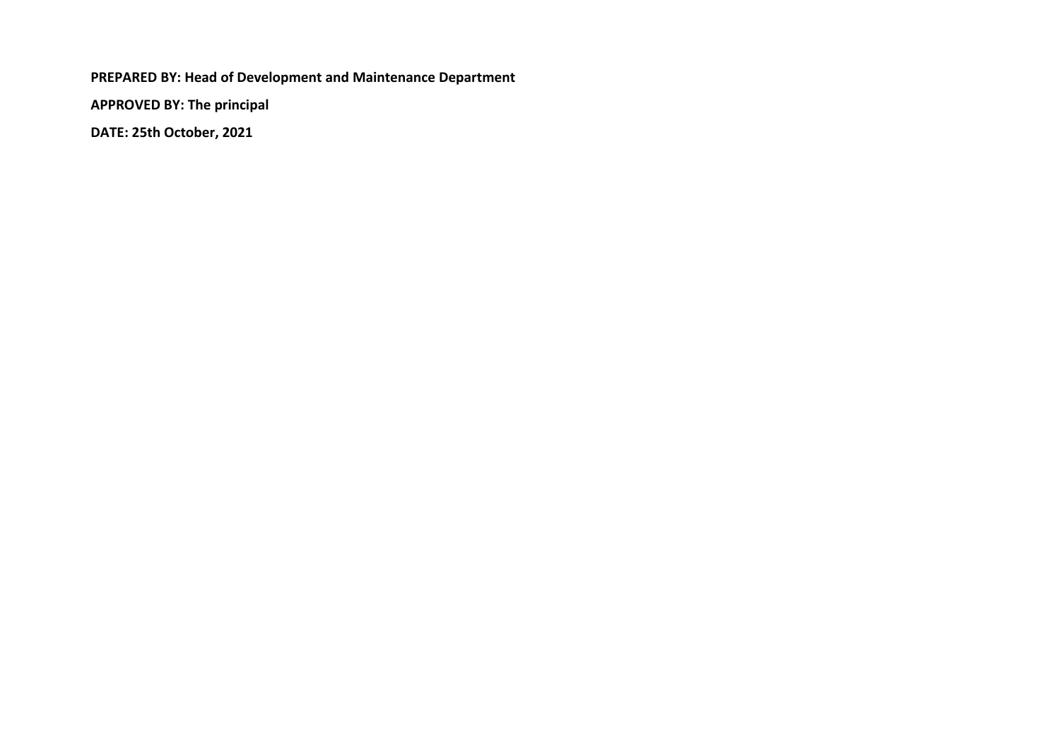**PREPARED BY: Head of Development and Maintenance Department**

**APPROVED BY: The principal**

**DATE: 25th October, 2021**